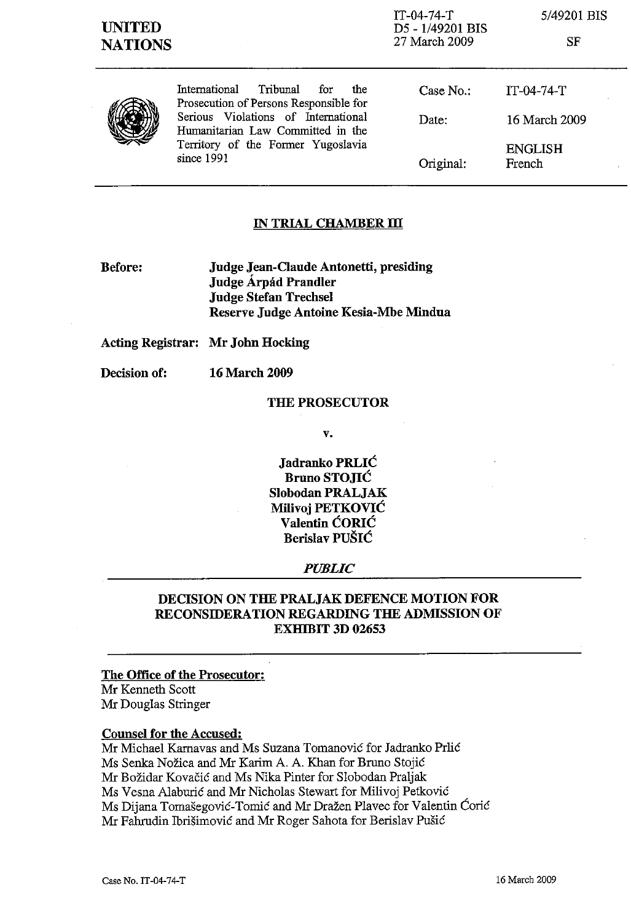UNITED NATIONS

IT-04-74-T
D5 - 1/49201 BIS
27 March 2009

5/49201 BIS

SF

International Tribunal for the Prosecution of Persons Responsible for Serious Violations of International Humanitarian Law Committed in the Territory of the Former Yugoslavia since 1991

| | |
|---|---|
| Case No.: | IT-04-74-T |
| Date: | 16 March 2009 |
| Original: | ENGLISH French |

## IN TRIAL CHAMBER III

**Before:** **Judge Jean-Claude Antonetti, presiding**
**Judge Árpád Prandler**
**Judge Stefan Trechsel**
**Reserve Judge Antoine Kesia-Mbe Mindua**

**Acting Registrar:** **Mr John Hocking**

**Decision of:** **16 March 2009**

**THE PROSECUTOR**

**v.**

**Jadranko PRLIĆ**
**Bruno STOJIĆ**
**Slobodan PRALJAK**
**Milivoj PETKOVIĆ**
**Valentin ĆORIĆ**
**Berislav PUŠIĆ**

***PUBLIC***

## DECISION ON THE PRALJAK DEFENCE MOTION FOR RECONSIDERATION REGARDING THE ADMISSION OF EXHIBIT 3D 02653

**The Office of the Prosecutor:**
Mr Kenneth Scott
Mr Douglas Stringer

**Counsel for the Accused:**
Mr Michael Karnavas and Ms Suzana Tomanović for Jadranko Prlić
Ms Senka Nožica and Mr Karim A. A. Khan for Bruno Stojić
Mr Božidar Kovačić and Ms Nika Pinter for Slobodan Praljak
Ms Vesna Alaburić and Mr Nicholas Stewart for Milivoj Petković
Ms Dijana Tomašegović-Tomić and Mr Dražen Plavec for Valentin Ćorić
Mr Fahrudin Ibrišimović and Mr Roger Sahota for Berislav Pušić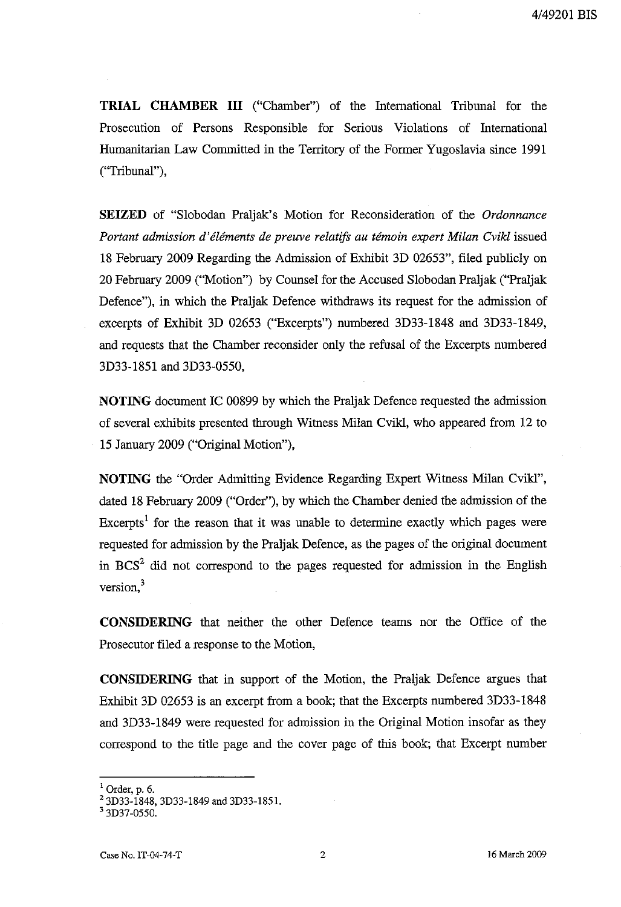**TRIAL CHAMBER III** ("Chamber") of the International Tribunal for the Prosecution of Persons Responsible for Serious Violations of International Humanitarian Law Committed in the Territory of the Former Yugoslavia since 1991 ("Tribunal"),

**SEIZED** of "Slobodan Praljak's Motion for Reconsideration of the *Ordonnance Portant admission d'éléments de preuve relatifs au témoin expert Milan Cvikl* issued 18 February 2009 Regarding the Admission of Exhibit 3D 02653", filed publicly on 20 February 2009 ("Motion") by Counsel for the Accused Slobodan Praljak ("Praljak Defence"), in which the Praljak Defence withdraws its request for the admission of excerpts of Exhibit 3D 02653 ("Excerpts") numbered 3D33-1848 and 3D33-1849, and requests that the Chamber reconsider only the refusal of the Excerpts numbered 3D33-1851 and 3D33-0550,

**NOTING** document IC 00899 by which the Praljak Defence requested the admission of several exhibits presented through Witness Milan Cvikl, who appeared from 12 to 15 January 2009 ("Original Motion"),

**NOTING** the "Order Admitting Evidence Regarding Expert Witness Milan Cvikl", dated 18 February 2009 ("Order"), by which the Chamber denied the admission of the Excerpts[1] for the reason that it was unable to determine exactly which pages were requested for admission by the Praljak Defence, as the pages of the original document in BCS[2] did not correspond to the pages requested for admission in the English version,[3]

**CONSIDERING** that neither the other Defence teams nor the Office of the Prosecutor filed a response to the Motion,

**CONSIDERING** that in support of the Motion, the Praljak Defence argues that Exhibit 3D 02653 is an excerpt from a book; that the Excerpts numbered 3D33-1848 and 3D33-1849 were requested for admission in the Original Motion insofar as they correspond to the title page and the cover page of this book; that Excerpt number

---

[1] Order, p. 6.

[2] 3D33-1848, 3D33-1849 and 3D33-1851.

[3] 3D37-0550.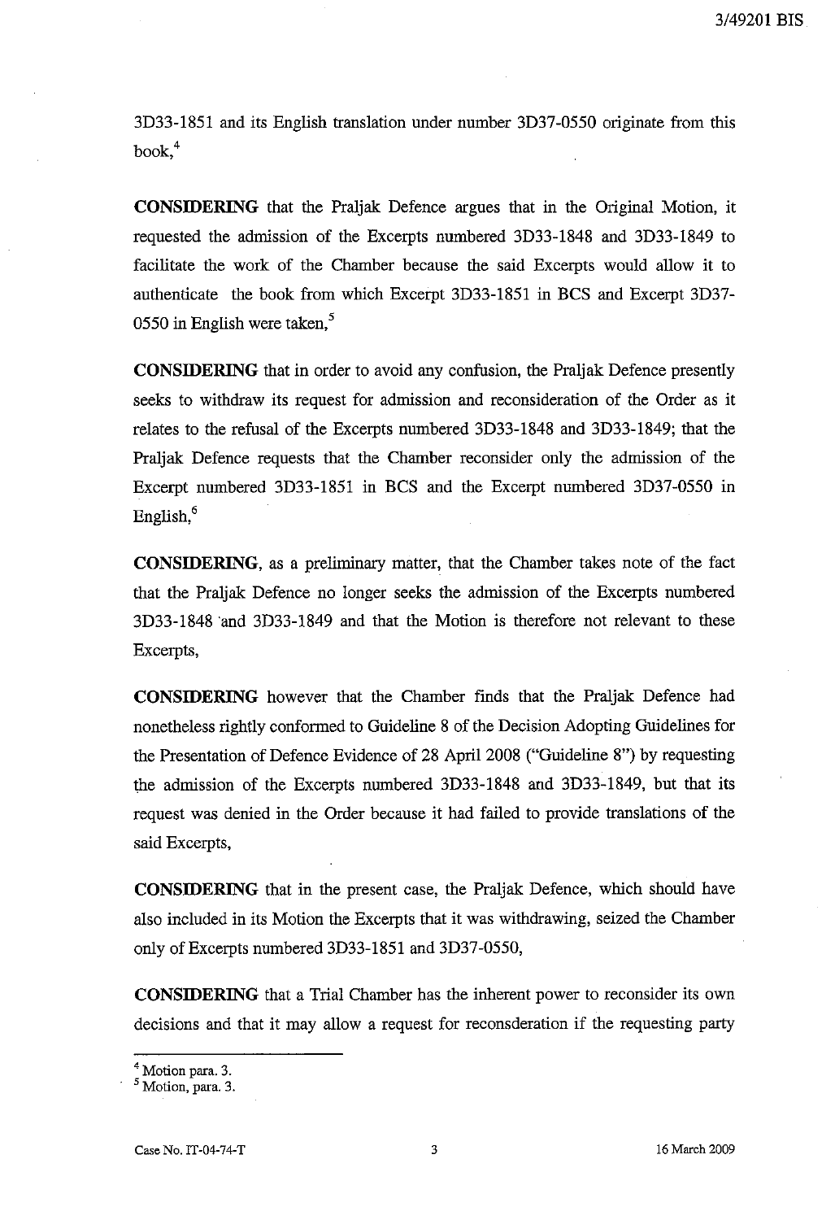3D33-1851 and its English translation under number 3D37-0550 originate from this book,[4]

**CONSIDERING** that the Praljak Defence argues that in the Original Motion, it requested the admission of the Excerpts numbered 3D33-1848 and 3D33-1849 to facilitate the work of the Chamber because the said Excerpts would allow it to authenticate the book from which Excerpt 3D33-1851 in BCS and Excerpt 3D37-0550 in English were taken,[5]

**CONSIDERING** that in order to avoid any confusion, the Praljak Defence presently seeks to withdraw its request for admission and reconsideration of the Order as it relates to the refusal of the Excerpts numbered 3D33-1848 and 3D33-1849; that the Praljak Defence requests that the Chamber reconsider only the admission of the Excerpt numbered 3D33-1851 in BCS and the Excerpt numbered 3D37-0550 in English,[6]

**CONSIDERING**, as a preliminary matter, that the Chamber takes note of the fact that the Praljak Defence no longer seeks the admission of the Excerpts numbered 3D33-1848 and 3D33-1849 and that the Motion is therefore not relevant to these Excerpts,

**CONSIDERING** however that the Chamber finds that the Praljak Defence had nonetheless rightly conformed to Guideline 8 of the Decision Adopting Guidelines for the Presentation of Defence Evidence of 28 April 2008 ("Guideline 8") by requesting the admission of the Excerpts numbered 3D33-1848 and 3D33-1849, but that its request was denied in the Order because it had failed to provide translations of the said Excerpts,

**CONSIDERING** that in the present case, the Praljak Defence, which should have also included in its Motion the Excerpts that it was withdrawing, seized the Chamber only of Excerpts numbered 3D33-1851 and 3D37-0550,

**CONSIDERING** that a Trial Chamber has the inherent power to reconsider its own decisions and that it may allow a request for reconsderation if the requesting party

---

[4] Motion para. 3.

[5] Motion, para. 3.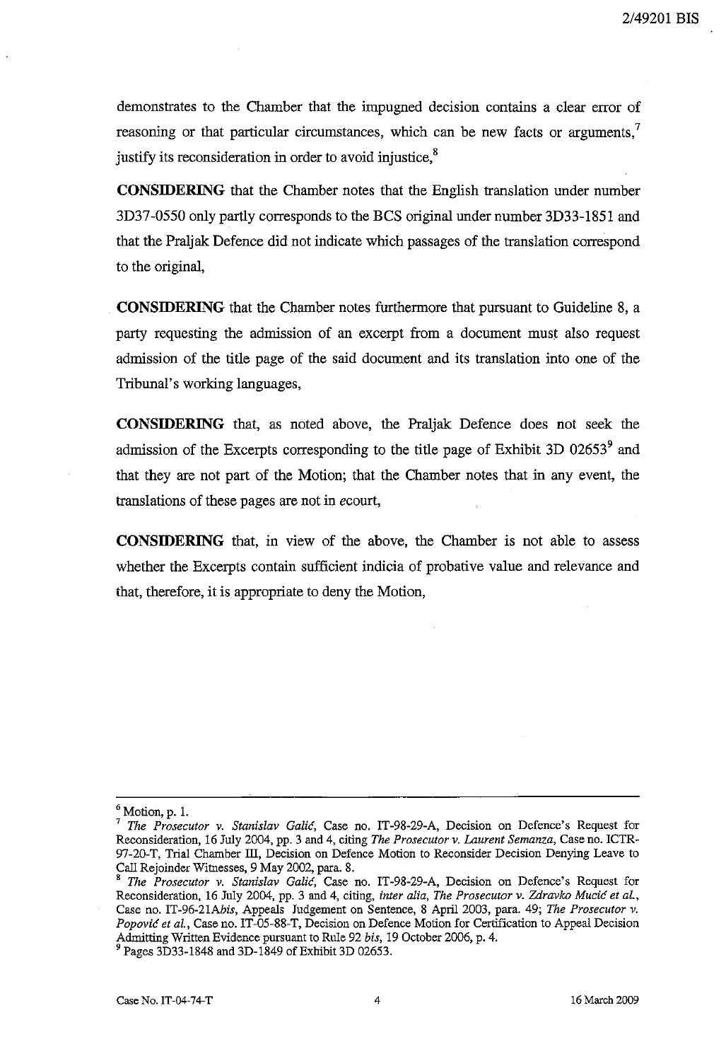demonstrates to the Chamber that the impugned decision contains a clear error of reasoning or that particular circumstances, which can be new facts or arguments,[7] justify its reconsideration in order to avoid injustice,[8]

**CONSIDERING** that the Chamber notes that the English translation under number 3D37-0550 only partly corresponds to the BCS original under number 3D33-1851 and that the Praljak Defence did not indicate which passages of the translation correspond to the original,

**CONSIDERING** that the Chamber notes furthermore that pursuant to Guideline 8, a party requesting the admission of an excerpt from a document must also request admission of the title page of the said document and its translation into one of the Tribunal's working languages,

**CONSIDERING** that, as noted above, the Praljak Defence does not seek the admission of the Excerpts corresponding to the title page of Exhibit 3D 02653[9] and that they are not part of the Motion; that the Chamber notes that in any event, the translations of these pages are not in *e*court,

**CONSIDERING** that, in view of the above, the Chamber is not able to assess whether the Excerpts contain sufficient indicia of probative value and relevance and that, therefore, it is appropriate to deny the Motion,

---

[6] Motion, p. 1.

[7] *The Prosecutor v. Stanislav Galić*, Case no. IT-98-29-A, Decision on Defence's Request for Reconsideration, 16 July 2004, pp. 3 and 4, citing *The Prosecutor v. Laurent Semanza*, Case no. ICTR-97-20-T, Trial Chamber III, Decision on Defence Motion to Reconsider Decision Denying Leave to Call Rejoinder Witnesses, 9 May 2002, para. 8.

[8] *The Prosecutor v. Stanislav Galić*, Case no. IT-98-29-A, Decision on Defence's Request for Reconsideration, 16 July 2004, pp. 3 and 4, citing, *inter alia*, *The Prosecutor v. Zdravko Mucić et al.*, Case no. IT-96-21A*bis*, Appeals Judgement on Sentence, 8 April 2003, para. 49; *The Prosecutor v. Popović et al.*, Case no. IT-05-88-T, Decision on Defence Motion for Certification to Appeal Decision Admitting Written Evidence pursuant to Rule 92 *bis*, 19 October 2006, p. 4.

[9] Pages 3D33-1848 and 3D-1849 of Exhibit 3D 02653.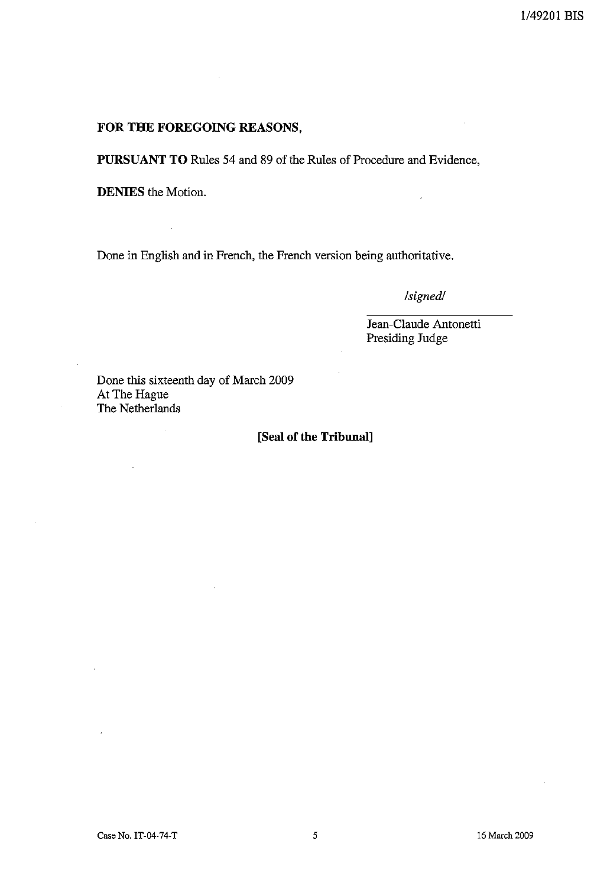**FOR THE FOREGOING REASONS,**

**PURSUANT TO** Rules 54 and 89 of the Rules of Procedure and Evidence,

**DENIES** the Motion.

Done in English and in French, the French version being authoritative.

*/signed/*

Jean-Claude Antonetti
Presiding Judge

Done this sixteenth day of March 2009
At The Hague
The Netherlands

**[Seal of the Tribunal]**